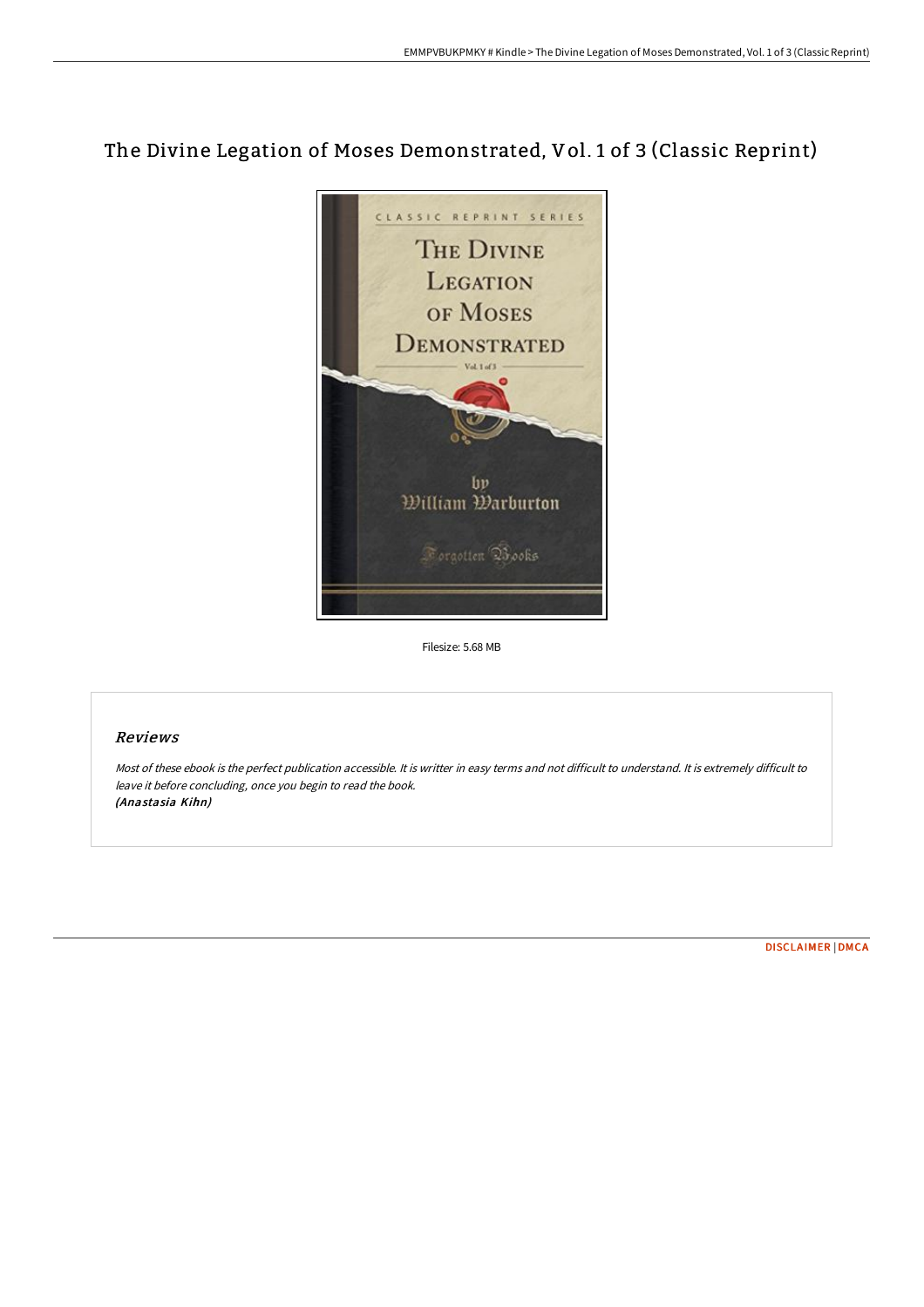# The Divine Legation of Moses Demonstrated, Vol. 1 of 3 (Classic Reprint)

Filesize: 5.68 MB

## Reviews

*Most of these ebook is the perfect publication accessible. It is writter in easy terms and not difficult to understand. It is extremely difficult to leave it before concluding, once you begin to read the book.*
***(Anastasia Kihn)***

DISCLAIMER | DMCA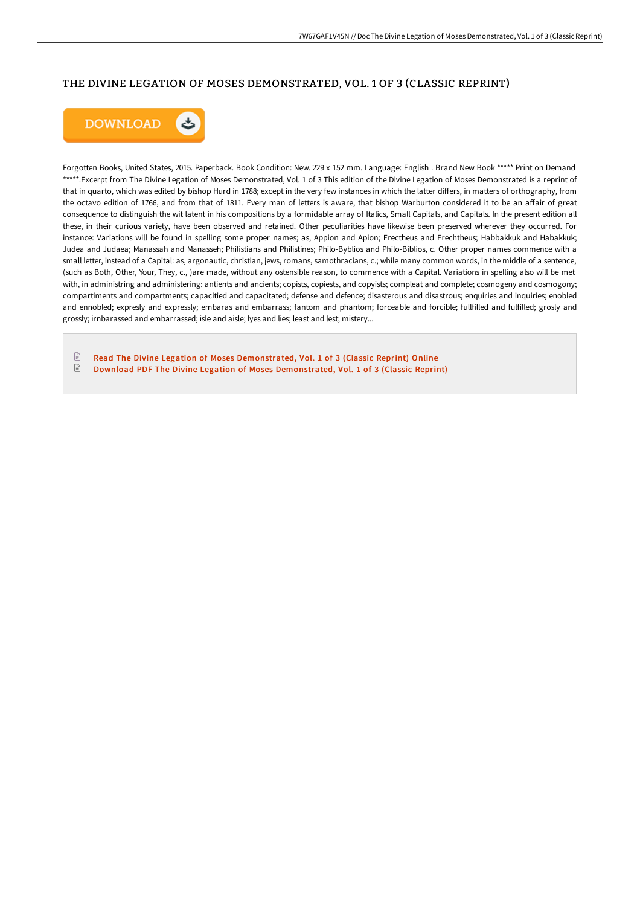# THE DIVINE LEGATION OF MOSES DEMONSTRATED, VOL. 1 OF 3 (CLASSIC REPRINT)

DOWNLOAD

Forgotten Books, United States, 2015. Paperback. Book Condition: New. 229 x 152 mm. Language: English . Brand New Book ***** Print on Demand *****.Excerpt from The Divine Legation of Moses Demonstrated, Vol. 1 of 3 This edition of the Divine Legation of Moses Demonstrated is a reprint of that in quarto, which was edited by bishop Hurd in 1788; except in the very few instances in which the latter differs, in matters of orthography, from the octavo edition of 1766, and from that of 1811. Every man of letters is aware, that bishop Warburton considered it to be an affair of great consequence to distinguish the wit latent in his compositions by a formidable array of Italics, Small Capitals, and Capitals. In the present edition all these, in their curious variety, have been observed and retained. Other peculiarities have likewise been preserved wherever they occurred. For instance: Variations will be found in spelling some proper names; as, Appion and Apion; Erectheus and Erechtheus; Habbakkuk and Habakkuk; Judea and Judaea; Manassah and Manasseh; Philistians and Philistines; Philo-Byblios and Philo-Biblios, c. Other proper names commence with a small letter, instead of a Capital: as, argonautic, christian, jews, romans, samothracians, c.; while many common words, in the middle of a sentence, (such as Both, Other, Your, They, c., )are made, without any ostensible reason, to commence with a Capital. Variations in spelling also will be met with, in administring and administering: antients and ancients; copists, copiests, and copyists; compleat and complete; cosmogeny and cosmogony; compartiments and compartments; capacitied and capacitated; defense and defence; disasterous and disastrous; enquiries and inquiries; enobled and ennobled; expresly and expressly; embaras and embarrass; fantom and phantom; forceable and forcible; fullfilled and fulfilled; grosly and grossly; irnbarassed and embarrassed; isle and aisle; lyes and lies; least and lest; mistery...

- Read The Divine Legation of Moses Demonstrated, Vol. 1 of 3 (Classic Reprint) Online
- Download PDF The Divine Legation of Moses Demonstrated, Vol. 1 of 3 (Classic Reprint)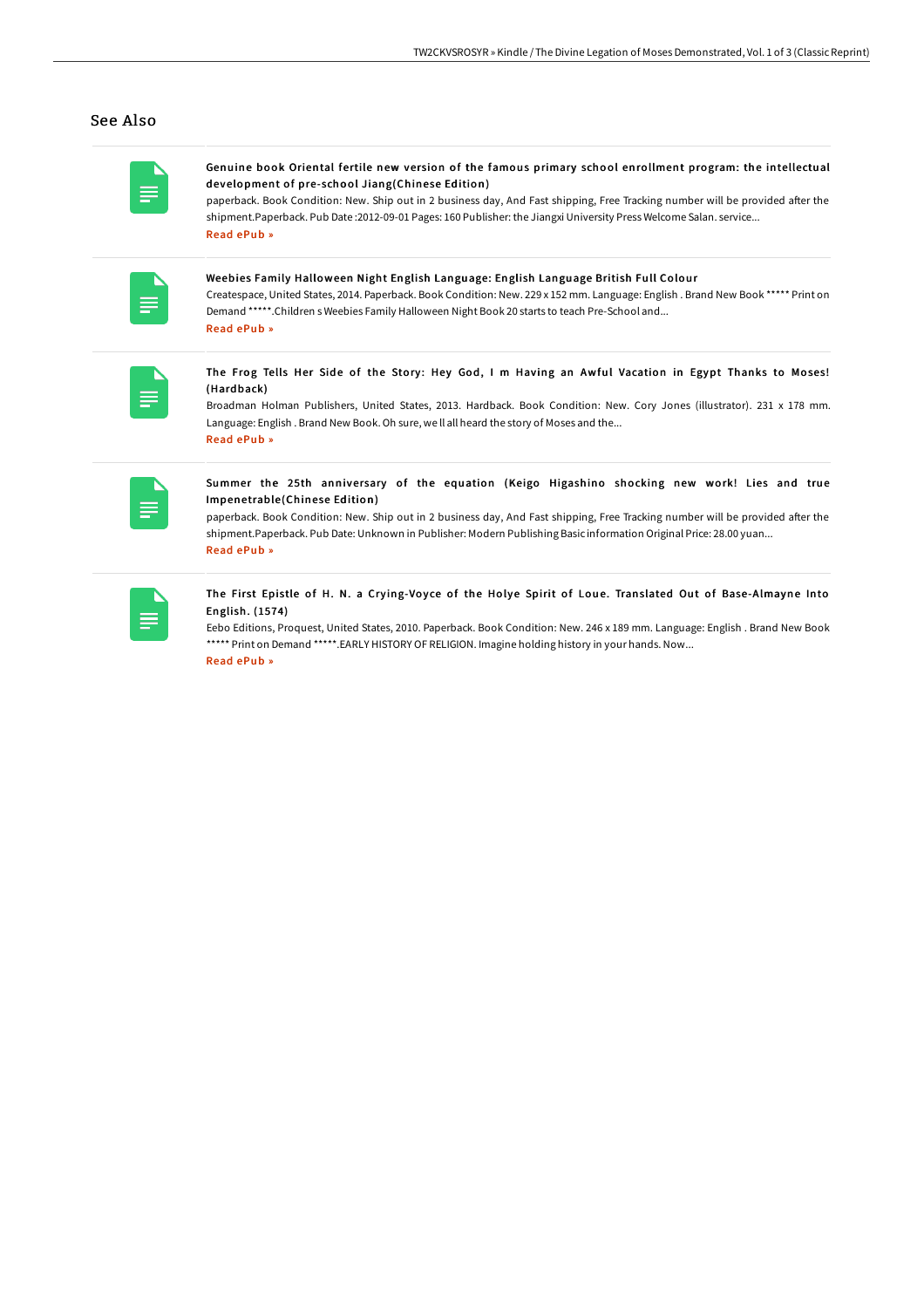## See Also

**Genuine book Oriental fertile new version of the famous primary school enrollment program: the intellectual development of pre-school Jiang(Chinese Edition)**

paperback. Book Condition: New. Ship out in 2 business day, And Fast shipping, Free Tracking number will be provided after the shipment.Paperback. Pub Date :2012-09-01 Pages: 160 Publisher: the Jiangxi University Press Welcome Salan. service...

Read ePub »

**Weebies Family Halloween Night English Language: English Language British Full Colour**

Createspace, United States, 2014. Paperback. Book Condition: New. 229 x 152 mm. Language: English . Brand New Book ***** Print on Demand *****.Children s Weebies Family Halloween Night Book 20 starts to teach Pre-School and...

Read ePub »

**The Frog Tells Her Side of the Story: Hey God, I m Having an Awful Vacation in Egypt Thanks to Moses! (Hardback)**

Broadman Holman Publishers, United States, 2013. Hardback. Book Condition: New. Cory Jones (illustrator). 231 x 178 mm. Language: English . Brand New Book. Oh sure, we ll all heard the story of Moses and the...

Read ePub »

**Summer the 25th anniversary of the equation (Keigo Higashino shocking new work! Lies and true Impenetrable(Chinese Edition)**

paperback. Book Condition: New. Ship out in 2 business day, And Fast shipping, Free Tracking number will be provided after the shipment.Paperback. Pub Date: Unknown in Publisher: Modern Publishing Basic information Original Price: 28.00 yuan...

Read ePub »

**The First Epistle of H. N. a Crying-Voyce of the Holye Spirit of Loue. Translated Out of Base-Almayne Into English. (1574)**

Eebo Editions, Proquest, United States, 2010. Paperback. Book Condition: New. 246 x 189 mm. Language: English . Brand New Book ***** Print on Demand *****.EARLY HISTORY OF RELIGION. Imagine holding history in your hands. Now...

Read ePub »